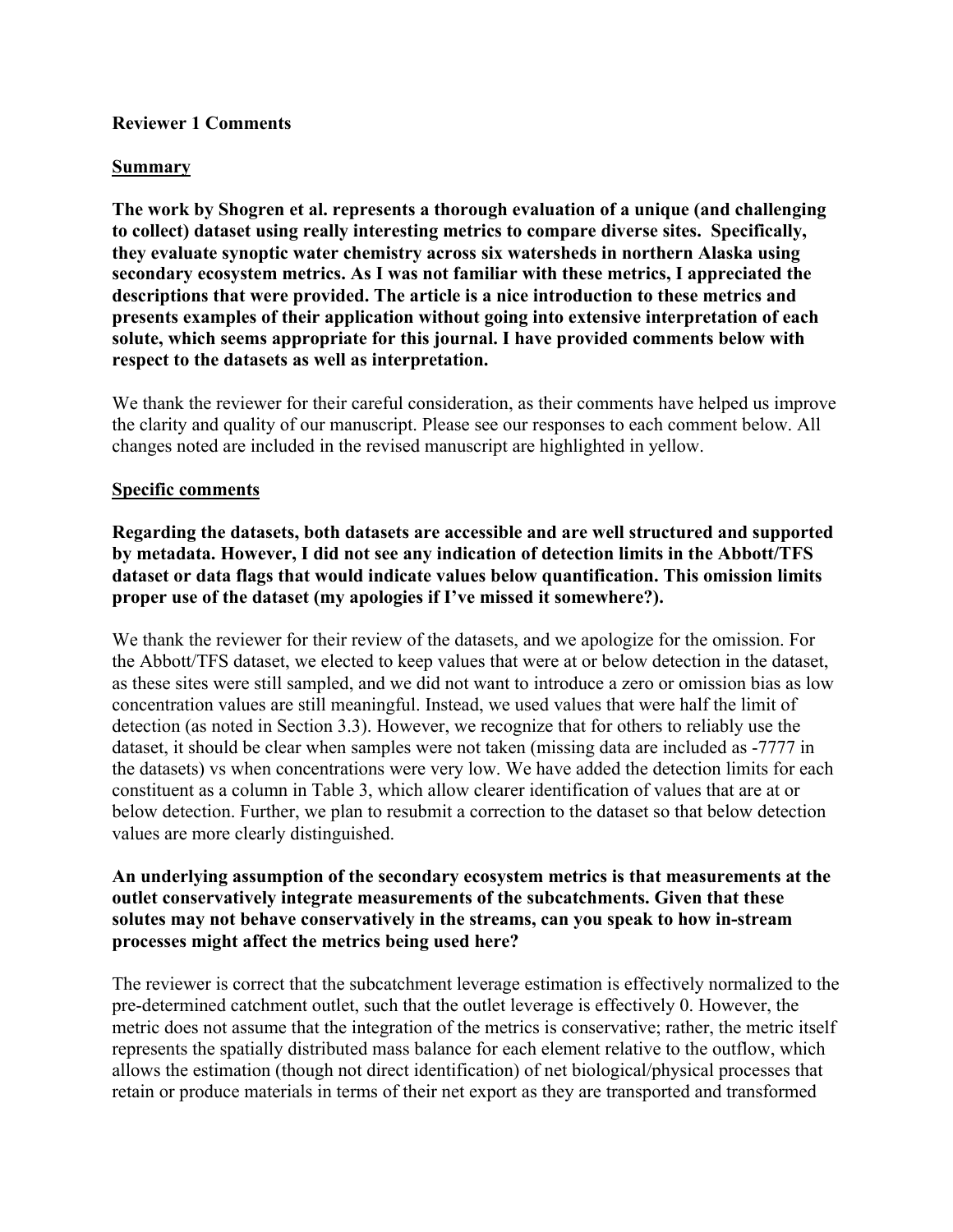**Reviewer 1 Comments**

**Summary**

**The work by Shogren et al. represents a thorough evaluation of a unique (and challenging to collect) dataset using really interesting metrics to compare diverse sites. Specifically, they evaluate synoptic water chemistry across six watersheds in northern Alaska using secondary ecosystem metrics. As I was not familiar with these metrics, I appreciated the descriptions that were provided. The article is a nice introduction to these metrics and presents examples of their application without going into extensive interpretation of each solute, which seems appropriate for this journal. I have provided comments below with respect to the datasets as well as interpretation.**

We thank the reviewer for their careful consideration, as their comments have helped us improve the clarity and quality of our manuscript. Please see our responses to each comment below. All changes noted are included in the revised manuscript are highlighted in yellow.

**Specific comments**

**Regarding the datasets, both datasets are accessible and are well structured and supported by metadata. However, I did not see any indication of detection limits in the Abbott/TFS dataset or data flags that would indicate values below quantification. This omission limits proper use of the dataset (my apologies if I've missed it somewhere?).**

We thank the reviewer for their review of the datasets, and we apologize for the omission. For the Abbott/TFS dataset, we elected to keep values that were at or below detection in the dataset, as these sites were still sampled, and we did not want to introduce a zero or omission bias as low concentration values are still meaningful. Instead, we used values that were half the limit of detection (as noted in Section 3.3). However, we recognize that for others to reliably use the dataset, it should be clear when samples were not taken (missing data are included as -7777 in the datasets) vs when concentrations were very low. We have added the detection limits for each constituent as a column in Table 3, which allow clearer identification of values that are at or below detection. Further, we plan to resubmit a correction to the dataset so that below detection values are more clearly distinguished.

**An underlying assumption of the secondary ecosystem metrics is that measurements at the outlet conservatively integrate measurements of the subcatchments. Given that these solutes may not behave conservatively in the streams, can you speak to how in-stream processes might affect the metrics being used here?**

The reviewer is correct that the subcatchment leverage estimation is effectively normalized to the pre-determined catchment outlet, such that the outlet leverage is effectively 0. However, the metric does not assume that the integration of the metrics is conservative; rather, the metric itself represents the spatially distributed mass balance for each element relative to the outflow, which allows the estimation (though not direct identification) of net biological/physical processes that retain or produce materials in terms of their net export as they are transported and transformed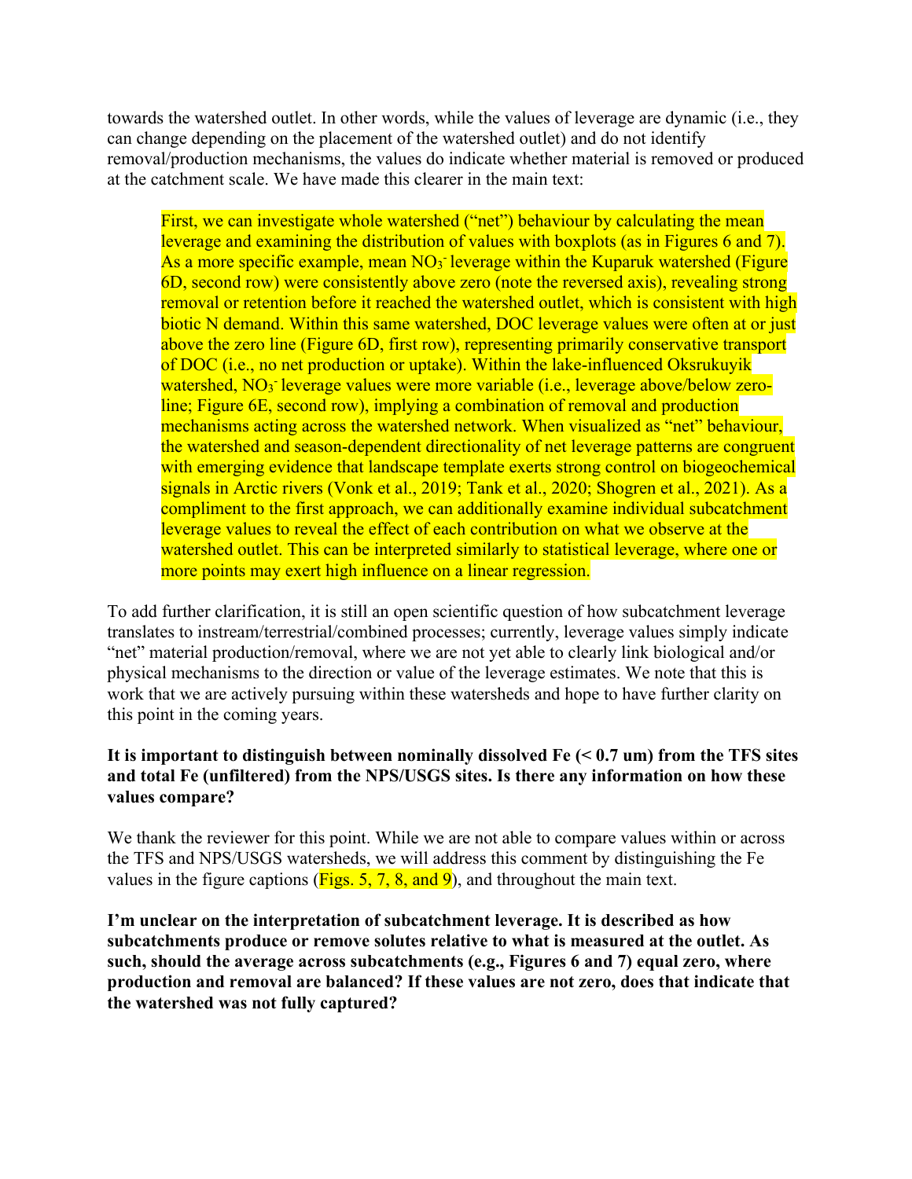towards the watershed outlet. In other words, while the values of leverage are dynamic (i.e., they can change depending on the placement of the watershed outlet) and do not identify removal/production mechanisms, the values do indicate whether material is removed or produced at the catchment scale. We have made this clearer in the main text:

> First, we can investigate whole watershed ("net") behaviour by calculating the mean leverage and examining the distribution of values with boxplots (as in Figures 6 and 7). As a more specific example, mean $NO_3^-$ leverage within the Kuparuk watershed (Figure 6D, second row) were consistently above zero (note the reversed axis), revealing strong removal or retention before it reached the watershed outlet, which is consistent with high biotic N demand. Within this same watershed, DOC leverage values were often at or just above the zero line (Figure 6D, first row), representing primarily conservative transport of DOC (i.e., no net production or uptake). Within the lake-influenced Oksrukuyik watershed, $NO_3^-$ leverage values were more variable (i.e., leverage above/below zero-line; Figure 6E, second row), implying a combination of removal and production mechanisms acting across the watershed network. When visualized as "net" behaviour, the watershed and season-dependent directionality of net leverage patterns are congruent with emerging evidence that landscape template exerts strong control on biogeochemical signals in Arctic rivers (Vonk et al., 2019; Tank et al., 2020; Shogren et al., 2021). As a compliment to the first approach, we can additionally examine individual subcatchment leverage values to reveal the effect of each contribution on what we observe at the watershed outlet. This can be interpreted similarly to statistical leverage, where one or more points may exert high influence on a linear regression.

To add further clarification, it is still an open scientific question of how subcatchment leverage translates to instream/terrestrial/combined processes; currently, leverage values simply indicate "net" material production/removal, where we are not yet able to clearly link biological and/or physical mechanisms to the direction or value of the leverage estimates. We note that this is work that we are actively pursuing within these watersheds and hope to have further clarity on this point in the coming years.

**It is important to distinguish between nominally dissolved Fe (< 0.7 um) from the TFS sites and total Fe (unfiltered) from the NPS/USGS sites. Is there any information on how these values compare?**

We thank the reviewer for this point. While we are not able to compare values within or across the TFS and NPS/USGS watersheds, we will address this comment by distinguishing the Fe values in the figure captions (Figs. 5, 7, 8, and 9), and throughout the main text.

**I'm unclear on the interpretation of subcatchment leverage. It is described as how subcatchments produce or remove solutes relative to what is measured at the outlet. As such, should the average across subcatchments (e.g., Figures 6 and 7) equal zero, where production and removal are balanced? If these values are not zero, does that indicate that the watershed was not fully captured?**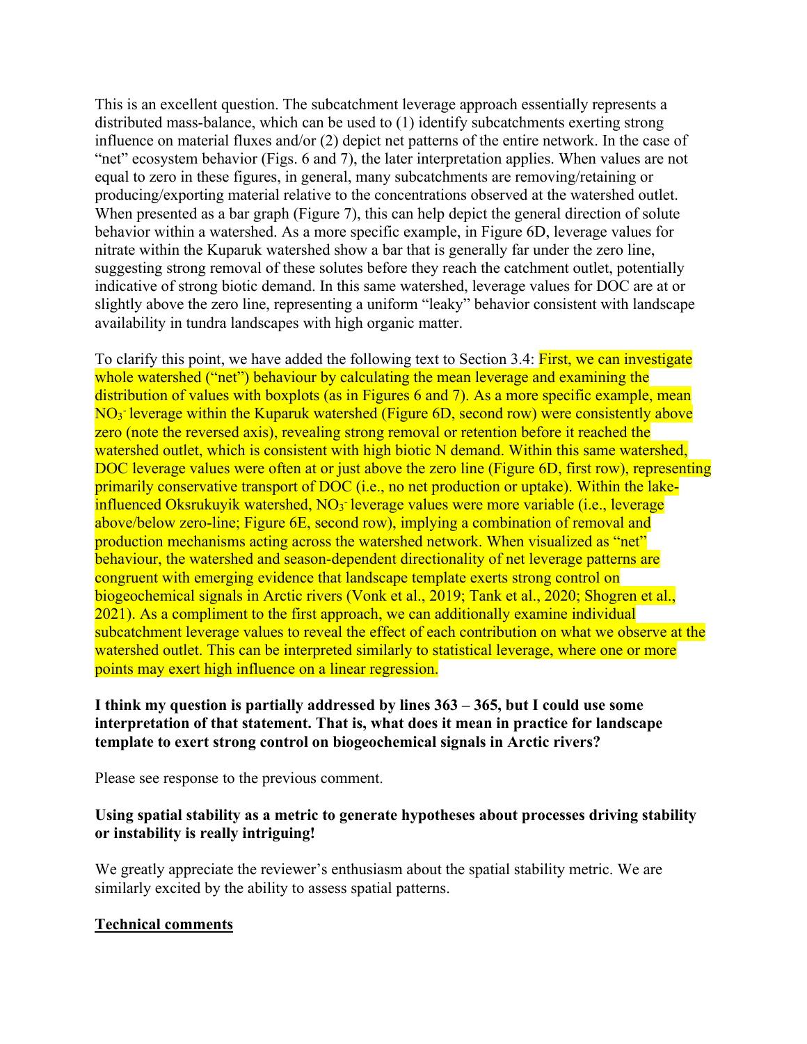This is an excellent question. The subcatchment leverage approach essentially represents a distributed mass-balance, which can be used to (1) identify subcatchments exerting strong influence on material fluxes and/or (2) depict net patterns of the entire network. In the case of "net" ecosystem behavior (Figs. 6 and 7), the later interpretation applies. When values are not equal to zero in these figures, in general, many subcatchments are removing/retaining or producing/exporting material relative to the concentrations observed at the watershed outlet. When presented as a bar graph (Figure 7), this can help depict the general direction of solute behavior within a watershed. As a more specific example, in Figure 6D, leverage values for nitrate within the Kuparuk watershed show a bar that is generally far under the zero line, suggesting strong removal of these solutes before they reach the catchment outlet, potentially indicative of strong biotic demand. In this same watershed, leverage values for DOC are at or slightly above the zero line, representing a uniform "leaky" behavior consistent with landscape availability in tundra landscapes with high organic matter.

To clarify this point, we have added the following text to Section 3.4: First, we can investigate whole watershed ("net") behaviour by calculating the mean leverage and examining the distribution of values with boxplots (as in Figures 6 and 7). As a more specific example, mean $NO_3^-$ leverage within the Kuparuk watershed (Figure 6D, second row) were consistently above zero (note the reversed axis), revealing strong removal or retention before it reached the watershed outlet, which is consistent with high biotic N demand. Within this same watershed, DOC leverage values were often at or just above the zero line (Figure 6D, first row), representing primarily conservative transport of DOC (i.e., no net production or uptake). Within the lake-influenced Oksrukuyik watershed, $NO_3^-$ leverage values were more variable (i.e., leverage above/below zero-line; Figure 6E, second row), implying a combination of removal and production mechanisms acting across the watershed network. When visualized as "net" behaviour, the watershed and season-dependent directionality of net leverage patterns are congruent with emerging evidence that landscape template exerts strong control on biogeochemical signals in Arctic rivers (Vonk et al., 2019; Tank et al., 2020; Shogren et al., 2021). As a compliment to the first approach, we can additionally examine individual subcatchment leverage values to reveal the effect of each contribution on what we observe at the watershed outlet. This can be interpreted similarly to statistical leverage, where one or more points may exert high influence on a linear regression.

**I think my question is partially addressed by lines 363 – 365, but I could use some interpretation of that statement. That is, what does it mean in practice for landscape template to exert strong control on biogeochemical signals in Arctic rivers?**

Please see response to the previous comment.

**Using spatial stability as a metric to generate hypotheses about processes driving stability or instability is really intriguing!**

We greatly appreciate the reviewer's enthusiasm about the spatial stability metric. We are similarly excited by the ability to assess spatial patterns.

**<u>Technical comments</u>**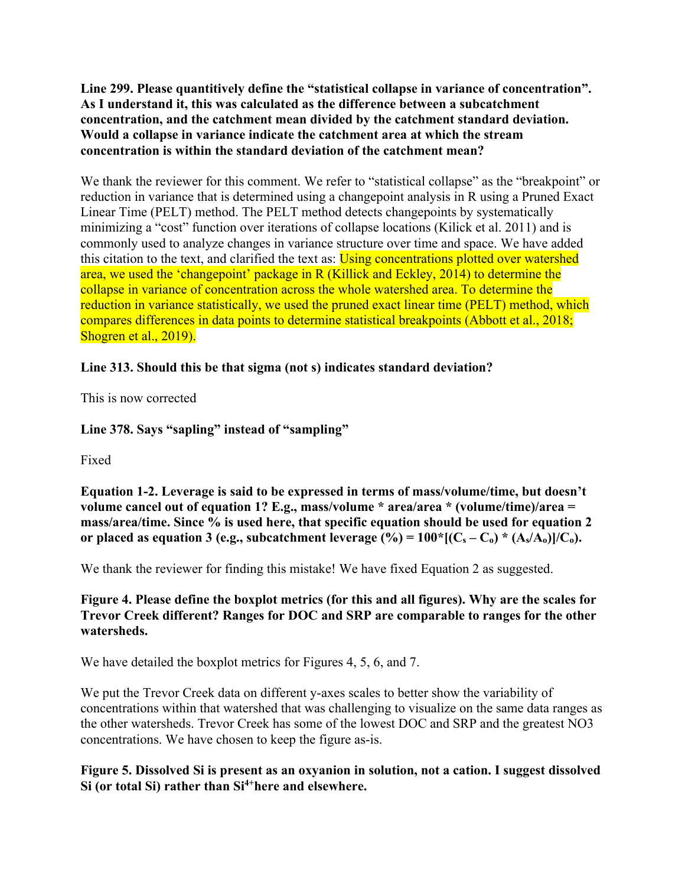**Line 299. Please quantitively define the "statistical collapse in variance of concentration". As I understand it, this was calculated as the difference between a subcatchment concentration, and the catchment mean divided by the catchment standard deviation. Would a collapse in variance indicate the catchment area at which the stream concentration is within the standard deviation of the catchment mean?**

We thank the reviewer for this comment. We refer to "statistical collapse" as the "breakpoint" or reduction in variance that is determined using a changepoint analysis in R using a Pruned Exact Linear Time (PELT) method. The PELT method detects changepoints by systematically minimizing a "cost" function over iterations of collapse locations (Kilick et al. 2011) and is commonly used to analyze changes in variance structure over time and space. We have added this citation to the text, and clarified the text as: Using concentrations plotted over watershed area, we used the 'changepoint' package in R (Killick and Eckley, 2014) to determine the collapse in variance of concentration across the whole watershed area. To determine the reduction in variance statistically, we used the pruned exact linear time (PELT) method, which compares differences in data points to determine statistical breakpoints (Abbott et al., 2018; Shogren et al., 2019).

**Line 313. Should this be that sigma (not s) indicates standard deviation?**

This is now corrected

**Line 378. Says "sapling" instead of "sampling"**

Fixed

**Equation 1-2. Leverage is said to be expressed in terms of mass/volume/time, but doesn't volume cancel out of equation 1? E.g., mass/volume * area/area * (volume/time)/area = mass/area/time. Since % is used here, that specific equation should be used for equation 2 or placed as equation 3 (e.g., subcatchment leverage (%) = $100*[(C_s – C_o) * (A_s/A_o)]/C_o$).**

We thank the reviewer for finding this mistake! We have fixed Equation 2 as suggested.

**Figure 4. Please define the boxplot metrics (for this and all figures). Why are the scales for Trevor Creek different? Ranges for DOC and SRP are comparable to ranges for the other watersheds.**

We have detailed the boxplot metrics for Figures 4, 5, 6, and 7.

We put the Trevor Creek data on different y-axes scales to better show the variability of concentrations within that watershed that was challenging to visualize on the same data ranges as the other watersheds. Trevor Creek has some of the lowest DOC and SRP and the greatest NO3 concentrations. We have chosen to keep the figure as-is.

**Figure 5. Dissolved Si is present as an oxyanion in solution, not a cation. I suggest dissolved Si (or total Si) rather than $Si^{4+}$ here and elsewhere.**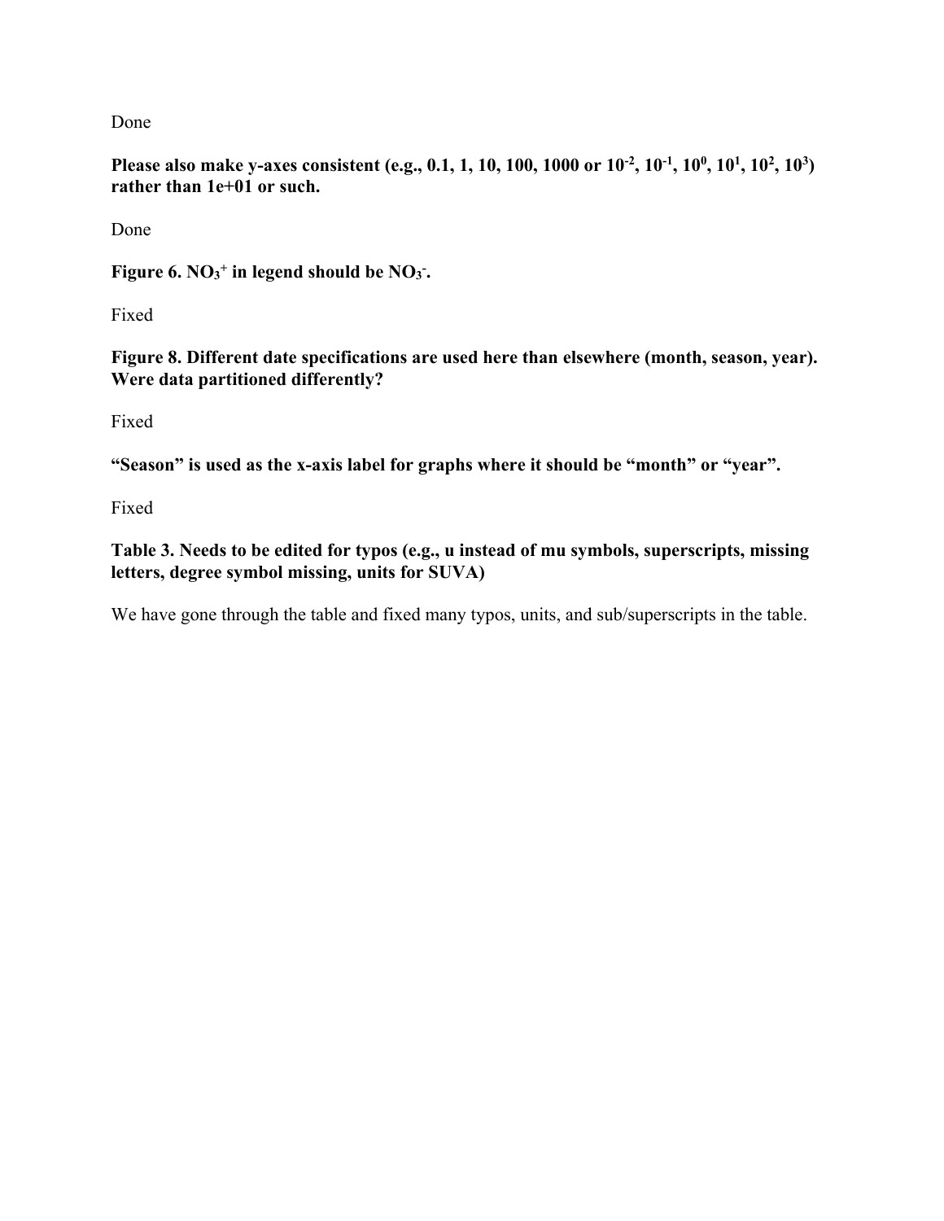Done

**Please also make y-axes consistent (e.g., 0.1, 1, 10, 100, 1000 or $10^{-2}$, $10^{-1}$, $10^{0}$, $10^{1}$, $10^{2}$, $10^{3}$) rather than 1e+01 or such.**

Done

**Figure 6. $NO_3^+$ in legend should be $NO_3^-$.**

Fixed

**Figure 8. Different date specifications are used here than elsewhere (month, season, year). Were data partitioned differently?**

Fixed

**"Season" is used as the x-axis label for graphs where it should be "month" or "year".**

Fixed

**Table 3. Needs to be edited for typos (e.g., u instead of mu symbols, superscripts, missing letters, degree symbol missing, units for SUVA)**

We have gone through the table and fixed many typos, units, and sub/superscripts in the table.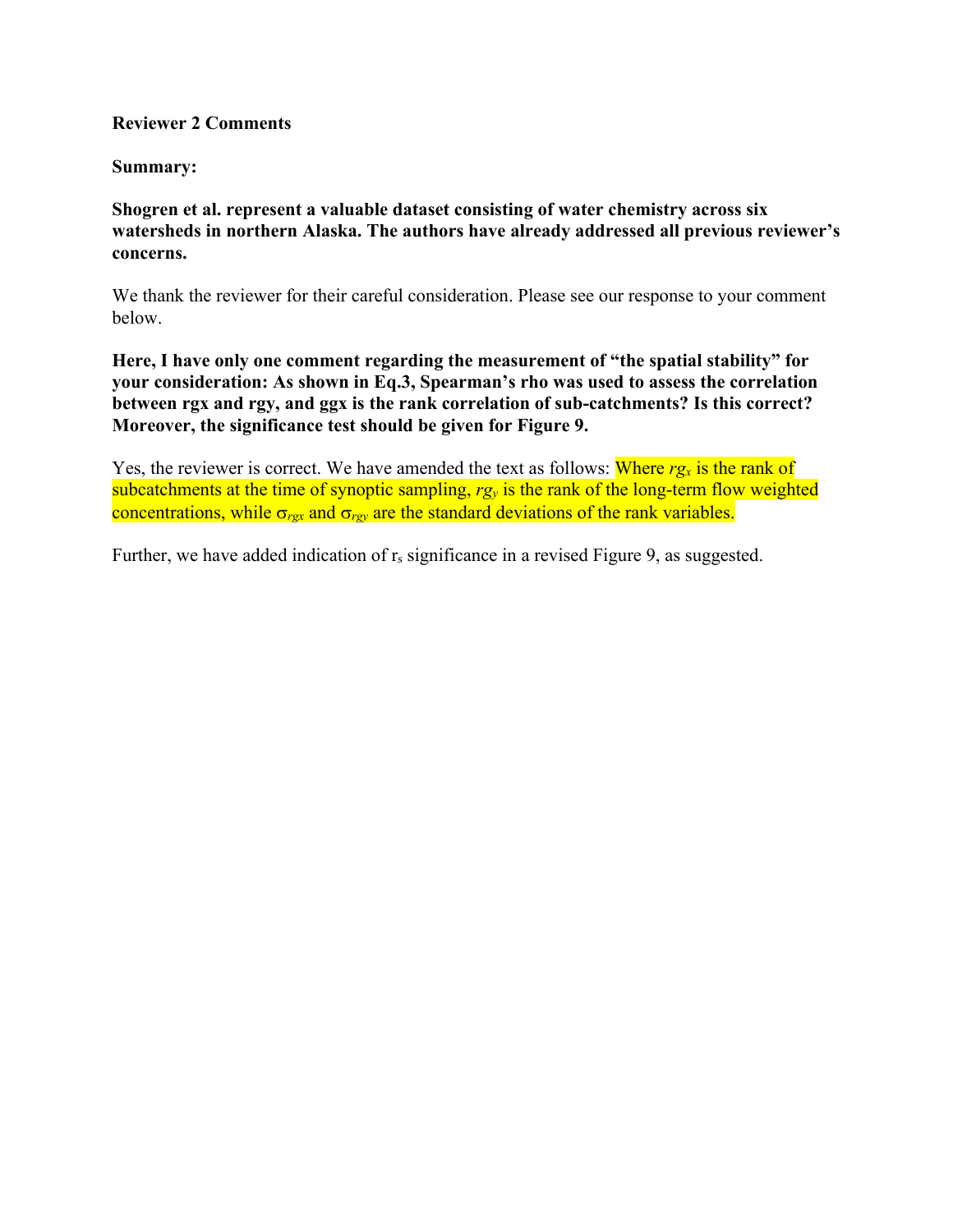**Reviewer 2 Comments**

**Summary:**

**Shogren et al. represent a valuable dataset consisting of water chemistry across six watersheds in northern Alaska. The authors have already addressed all previous reviewer's concerns.**

We thank the reviewer for their careful consideration. Please see our response to your comment below.

**Here, I have only one comment regarding the measurement of "the spatial stability" for your consideration: As shown in Eq.3, Spearman's rho was used to assess the correlation between rgx and rgy, and ggx is the rank correlation of sub-catchments? Is this correct? Moreover, the significance test should be given for Figure 9.**

Yes, the reviewer is correct. We have amended the text as follows: Where $rg_x$ is the rank of subcatchments at the time of synoptic sampling, $rg_y$ is the rank of the long-term flow weighted concentrations, while $\sigma_{rgx}$ and $\sigma_{rgy}$ are the standard deviations of the rank variables.

Further, we have added indication of $r_s$ significance in a revised Figure 9, as suggested.